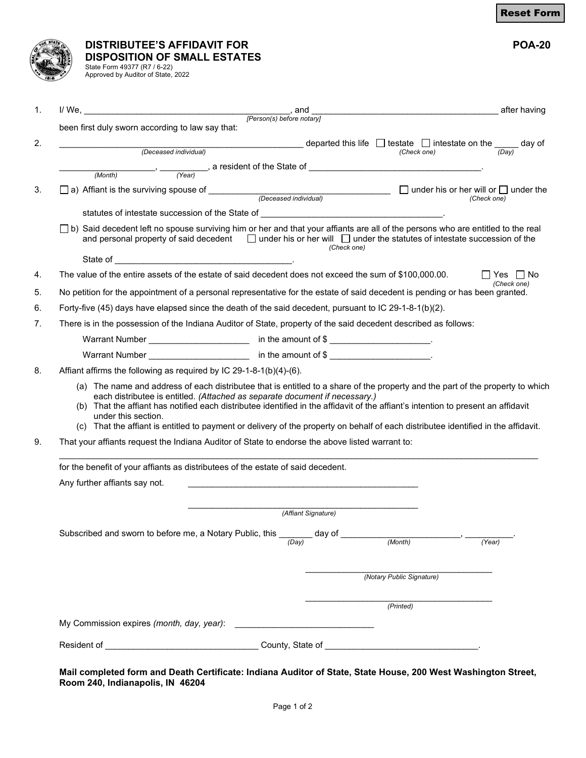# DISTRIBUTEE'S AFFIDAVIT FOR DISPOSITION OF SMALL ESTATES

**POA-20**

State Form 49377 (R7 / 6-22)
Approved by Auditor of State, 2022

1. I/ We, ___________________________________________, and ______________________________________ after having been first duly sworn according to law say that:
   *[Person(s) before notary]*

2. _______________________________________________ departed this life ☐ testate ☐ intestate on the _____ day of ____________________, __________, a resident of the State of ____________________________________.
   *(Deceased individual)* *(Check one)* *(Day)* *(Month)* *(Year)*

3. ☐ a) Affiant is the surviving spouse of ____________________________________ ☐ under his or her will or ☐ under the statutes of intestate succession of the State of ____________________________________.
   *(Deceased individual)* *(Check one)*

   ☐ b) Said decedent left no spouse surviving him or her and that your affiants are all of the persons who are entitled to the real and personal property of said decedent ☐ under his or her will ☐ under the statutes of intestate succession of the State of ____________________________________.
   *(Check one)*

4. The value of the entire assets of the estate of said decedent does not exceed the sum of $100,000.00. ☐ Yes ☐ No *(Check one)*

5. No petition for the appointment of a personal representative for the estate of said decedent is pending or has been granted.

6. Forty-five (45) days have elapsed since the death of the said decedent, pursuant to IC 29-1-8-1(b)(2).

7. There is in the possession of the Indiana Auditor of State, property of the said decedent described as follows:

   Warrant Number ____________________ in the amount of $ ____________________.

   Warrant Number ____________________ in the amount of $ ____________________.

8. Affiant affirms the following as required by IC 29-1-8-1(b)(4)-(6).

   (a) The name and address of each distributee that is entitled to a share of the property and the part of the property to which each distributee is entitled. *(Attached as separate document if necessary.)*

   (b) That the affiant has notified each distributee identified in the affidavit of the affiant's intention to present an affidavit under this section.

   (c) That the affiant is entitled to payment or delivery of the property on behalf of each distributee identified in the affidavit.

9. That your affiants request the Indiana Auditor of State to endorse the above listed warrant to:

   ______________________________________________________________________________________

   for the benefit of your affiants as distributees of the estate of said decedent.

   Any further affiants say not. ______________________________________________

   ______________________________________________
   *(Affiant Signature)*

   Subscribed and sworn to before me, a Notary Public, this _______ day of ________________________, __________.
   *(Day)* *(Month)* *(Year)*

   ____________________________________
   *(Notary Public Signature)*

   ____________________________________
   *(Printed)*

   My Commission expires *(month, day, year)*: ____________________________

   Resident of _______________________________ County, State of _______________________________.

**Mail completed form and Death Certificate: Indiana Auditor of State, State House, 200 West Washington Street, Room 240, Indianapolis, IN 46204**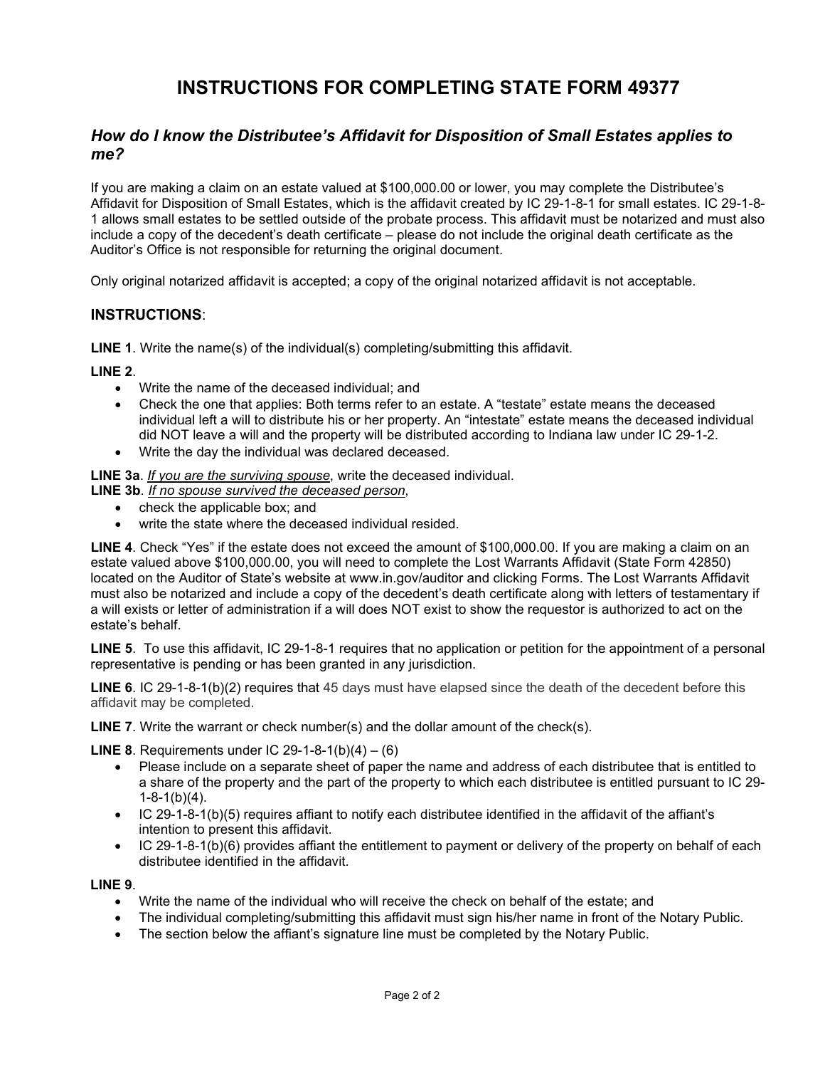# INSTRUCTIONS FOR COMPLETING STATE FORM 49377

## *How do I know the Distributee's Affidavit for Disposition of Small Estates applies to me?*

If you are making a claim on an estate valued at $100,000.00 or lower, you may complete the Distributee's Affidavit for Disposition of Small Estates, which is the affidavit created by IC 29-1-8-1 for small estates. IC 29-1-8-1 allows small estates to be settled outside of the probate process. This affidavit must be notarized and must also include a copy of the decedent's death certificate – please do not include the original death certificate as the Auditor's Office is not responsible for returning the original document.

Only original notarized affidavit is accepted; a copy of the original notarized affidavit is not acceptable.

### INSTRUCTIONS:

**LINE 1**. Write the name(s) of the individual(s) completing/submitting this affidavit.

**LINE 2**.

- Write the name of the deceased individual; and
- Check the one that applies: Both terms refer to an estate. A "testate" estate means the deceased individual left a will to distribute his or her property. An "intestate" estate means the deceased individual did NOT leave a will and the property will be distributed according to Indiana law under IC 29-1-2.
- Write the day the individual was declared deceased.

**LINE 3a**. *<u>If you are the surviving spouse</u>*, write the deceased individual.
**LINE 3b**. *<u>If no spouse survived the deceased person</u>*,

- check the applicable box; and
- write the state where the deceased individual resided.

**LINE 4**. Check "Yes" if the estate does not exceed the amount of $100,000.00. If you are making a claim on an estate valued above $100,000.00, you will need to complete the Lost Warrants Affidavit (State Form 42850) located on the Auditor of State's website at www.in.gov/auditor and clicking Forms. The Lost Warrants Affidavit must also be notarized and include a copy of the decedent's death certificate along with letters of testamentary if a will exists or letter of administration if a will does NOT exist to show the requestor is authorized to act on the estate's behalf.

**LINE 5**. To use this affidavit, IC 29-1-8-1 requires that no application or petition for the appointment of a personal representative is pending or has been granted in any jurisdiction.

**LINE 6**. IC 29-1-8-1(b)(2) requires that 45 days must have elapsed since the death of the decedent before this affidavit may be completed.

**LINE 7**. Write the warrant or check number(s) and the dollar amount of the check(s).

**LINE 8**. Requirements under IC 29-1-8-1(b)(4) – (6)

- Please include on a separate sheet of paper the name and address of each distributee that is entitled to a share of the property and the part of the property to which each distributee is entitled pursuant to IC 29-1-8-1(b)(4).
- IC 29-1-8-1(b)(5) requires affiant to notify each distributee identified in the affidavit of the affiant's intention to present this affidavit.
- IC 29-1-8-1(b)(6) provides affiant the entitlement to payment or delivery of the property on behalf of each distributee identified in the affidavit.

**LINE 9**.

- Write the name of the individual who will receive the check on behalf of the estate; and
- The individual completing/submitting this affidavit must sign his/her name in front of the Notary Public.
- The section below the affiant's signature line must be completed by the Notary Public.